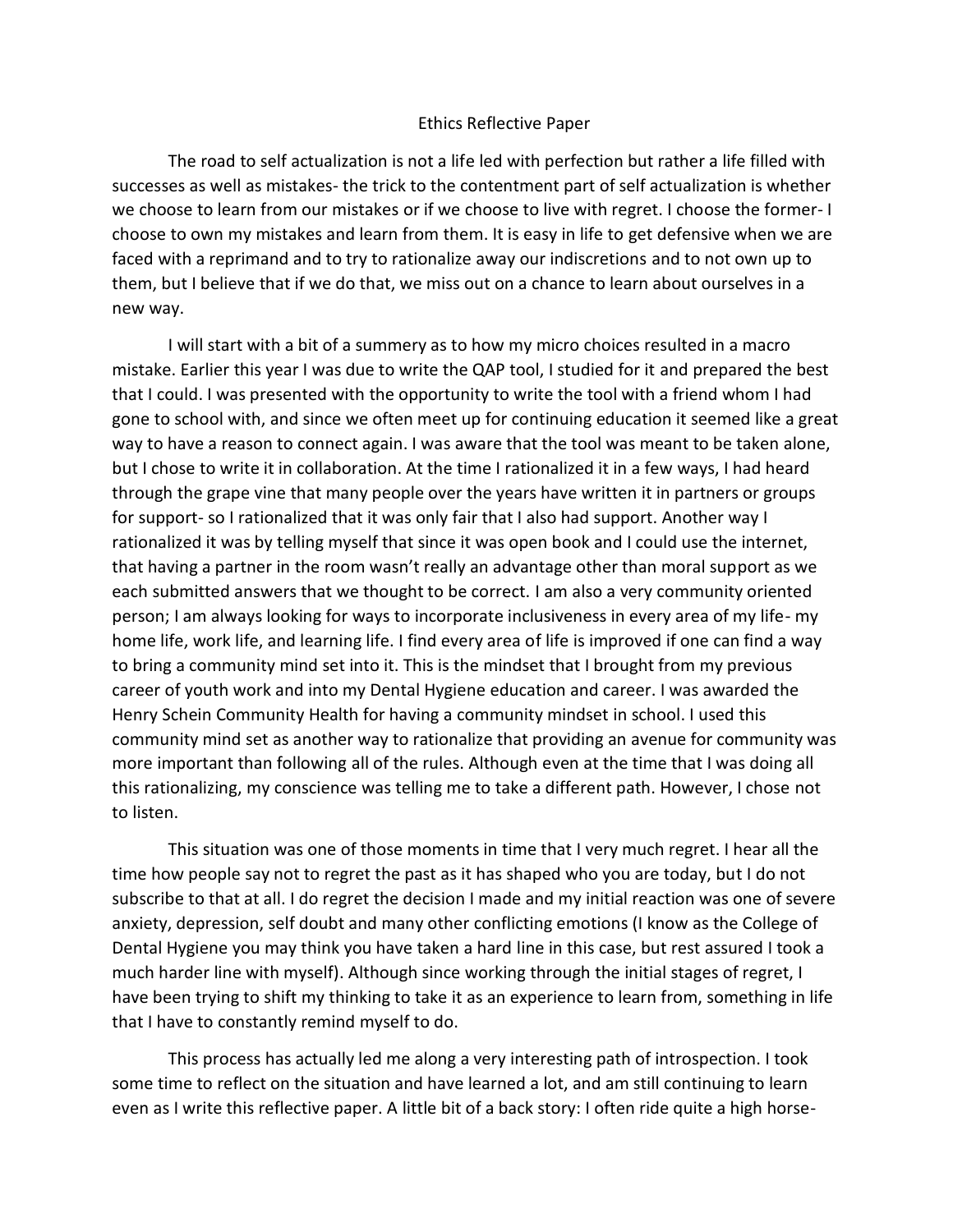# Ethics Reflective Paper

The road to self actualization is not a life led with perfection but rather a life filled with successes as well as mistakes- the trick to the contentment part of self actualization is whether we choose to learn from our mistakes or if we choose to live with regret. I choose the former- I choose to own my mistakes and learn from them. It is easy in life to get defensive when we are faced with a reprimand and to try to rationalize away our indiscretions and to not own up to them, but I believe that if we do that, we miss out on a chance to learn about ourselves in a new way.

I will start with a bit of a summery as to how my micro choices resulted in a macro mistake. Earlier this year I was due to write the QAP tool, I studied for it and prepared the best that I could. I was presented with the opportunity to write the tool with a friend whom I had gone to school with, and since we often meet up for continuing education it seemed like a great way to have a reason to connect again. I was aware that the tool was meant to be taken alone, but I chose to write it in collaboration. At the time I rationalized it in a few ways, I had heard through the grape vine that many people over the years have written it in partners or groups for support- so I rationalized that it was only fair that I also had support. Another way I rationalized it was by telling myself that since it was open book and I could use the internet, that having a partner in the room wasn't really an advantage other than moral support as we each submitted answers that we thought to be correct. I am also a very community oriented person; I am always looking for ways to incorporate inclusiveness in every area of my life- my home life, work life, and learning life. I find every area of life is improved if one can find a way to bring a community mind set into it. This is the mindset that I brought from my previous career of youth work and into my Dental Hygiene education and career. I was awarded the Henry Schein Community Health for having a community mindset in school. I used this community mind set as another way to rationalize that providing an avenue for community was more important than following all of the rules. Although even at the time that I was doing all this rationalizing, my conscience was telling me to take a different path. However, I chose not to listen.

This situation was one of those moments in time that I very much regret. I hear all the time how people say not to regret the past as it has shaped who you are today, but I do not subscribe to that at all. I do regret the decision I made and my initial reaction was one of severe anxiety, depression, self doubt and many other conflicting emotions (I know as the College of Dental Hygiene you may think you have taken a hard line in this case, but rest assured I took a much harder line with myself). Although since working through the initial stages of regret, I have been trying to shift my thinking to take it as an experience to learn from, something in life that I have to constantly remind myself to do.

This process has actually led me along a very interesting path of introspection. I took some time to reflect on the situation and have learned a lot, and am still continuing to learn even as I write this reflective paper. A little bit of a back story: I often ride quite a high horse-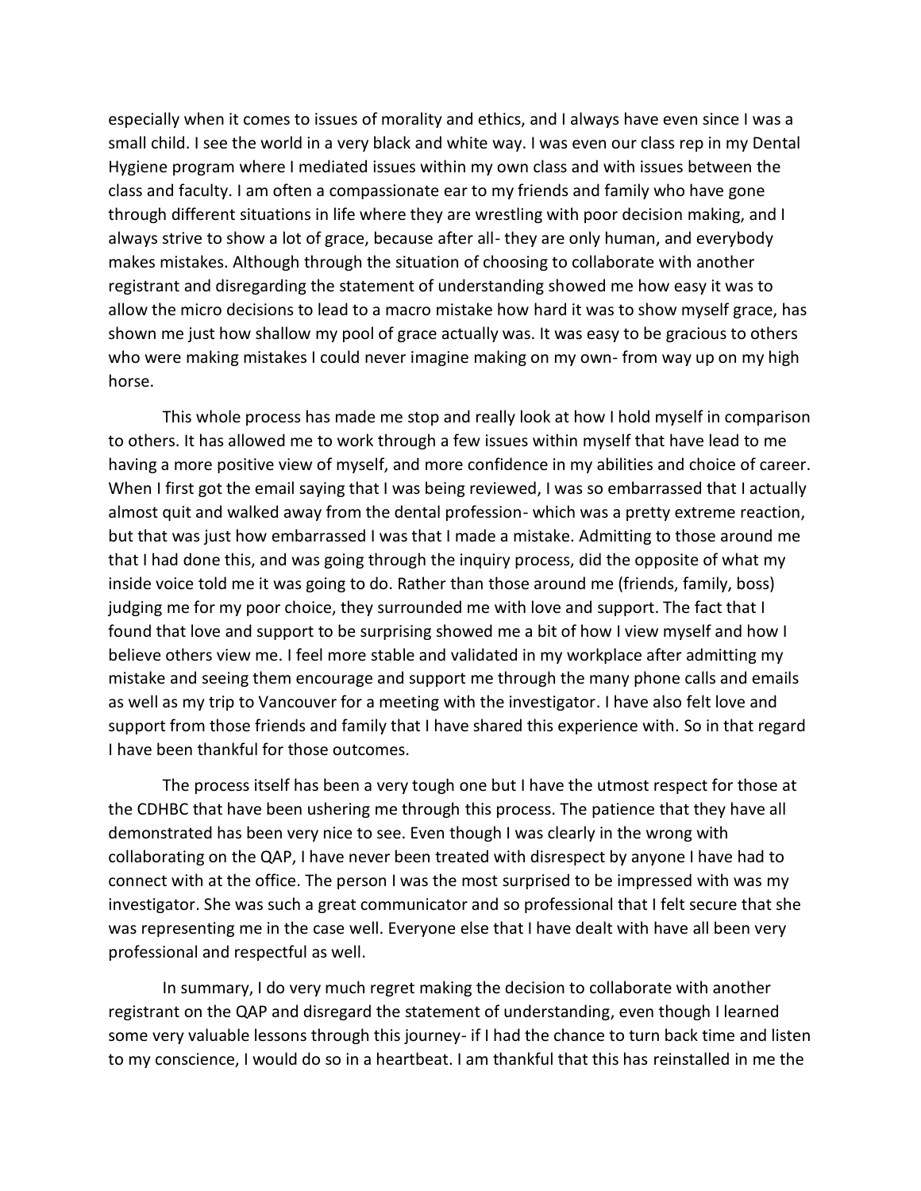especially when it comes to issues of morality and ethics, and I always have even since I was a small child. I see the world in a very black and white way. I was even our class rep in my Dental Hygiene program where I mediated issues within my own class and with issues between the class and faculty. I am often a compassionate ear to my friends and family who have gone through different situations in life where they are wrestling with poor decision making, and I always strive to show a lot of grace, because after all- they are only human, and everybody makes mistakes. Although through the situation of choosing to collaborate with another registrant and disregarding the statement of understanding showed me how easy it was to allow the micro decisions to lead to a macro mistake how hard it was to show myself grace, has shown me just how shallow my pool of grace actually was. It was easy to be gracious to others who were making mistakes I could never imagine making on my own- from way up on my high horse.

This whole process has made me stop and really look at how I hold myself in comparison to others. It has allowed me to work through a few issues within myself that have lead to me having a more positive view of myself, and more confidence in my abilities and choice of career. When I first got the email saying that I was being reviewed, I was so embarrassed that I actually almost quit and walked away from the dental profession- which was a pretty extreme reaction, but that was just how embarrassed I was that I made a mistake. Admitting to those around me that I had done this, and was going through the inquiry process, did the opposite of what my inside voice told me it was going to do. Rather than those around me (friends, family, boss) judging me for my poor choice, they surrounded me with love and support. The fact that I found that love and support to be surprising showed me a bit of how I view myself and how I believe others view me. I feel more stable and validated in my workplace after admitting my mistake and seeing them encourage and support me through the many phone calls and emails as well as my trip to Vancouver for a meeting with the investigator. I have also felt love and support from those friends and family that I have shared this experience with. So in that regard I have been thankful for those outcomes.

The process itself has been a very tough one but I have the utmost respect for those at the CDHBC that have been ushering me through this process. The patience that they have all demonstrated has been very nice to see. Even though I was clearly in the wrong with collaborating on the QAP, I have never been treated with disrespect by anyone I have had to connect with at the office. The person I was the most surprised to be impressed with was my investigator. She was such a great communicator and so professional that I felt secure that she was representing me in the case well. Everyone else that I have dealt with have all been very professional and respectful as well.

In summary, I do very much regret making the decision to collaborate with another registrant on the QAP and disregard the statement of understanding, even though I learned some very valuable lessons through this journey- if I had the chance to turn back time and listen to my conscience, I would do so in a heartbeat. I am thankful that this has reinstalled in me the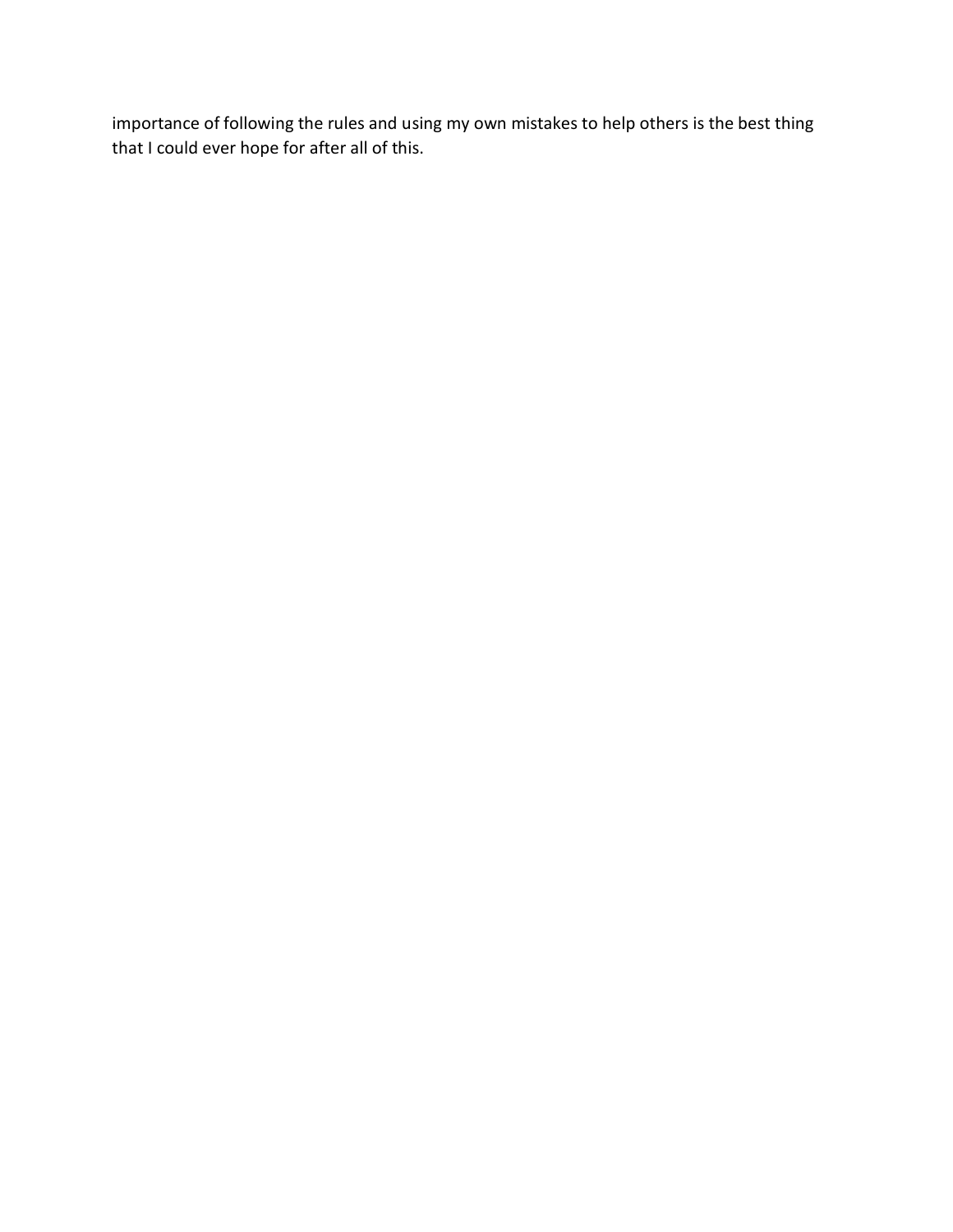importance of following the rules and using my own mistakes to help others is the best thing that I could ever hope for after all of this.